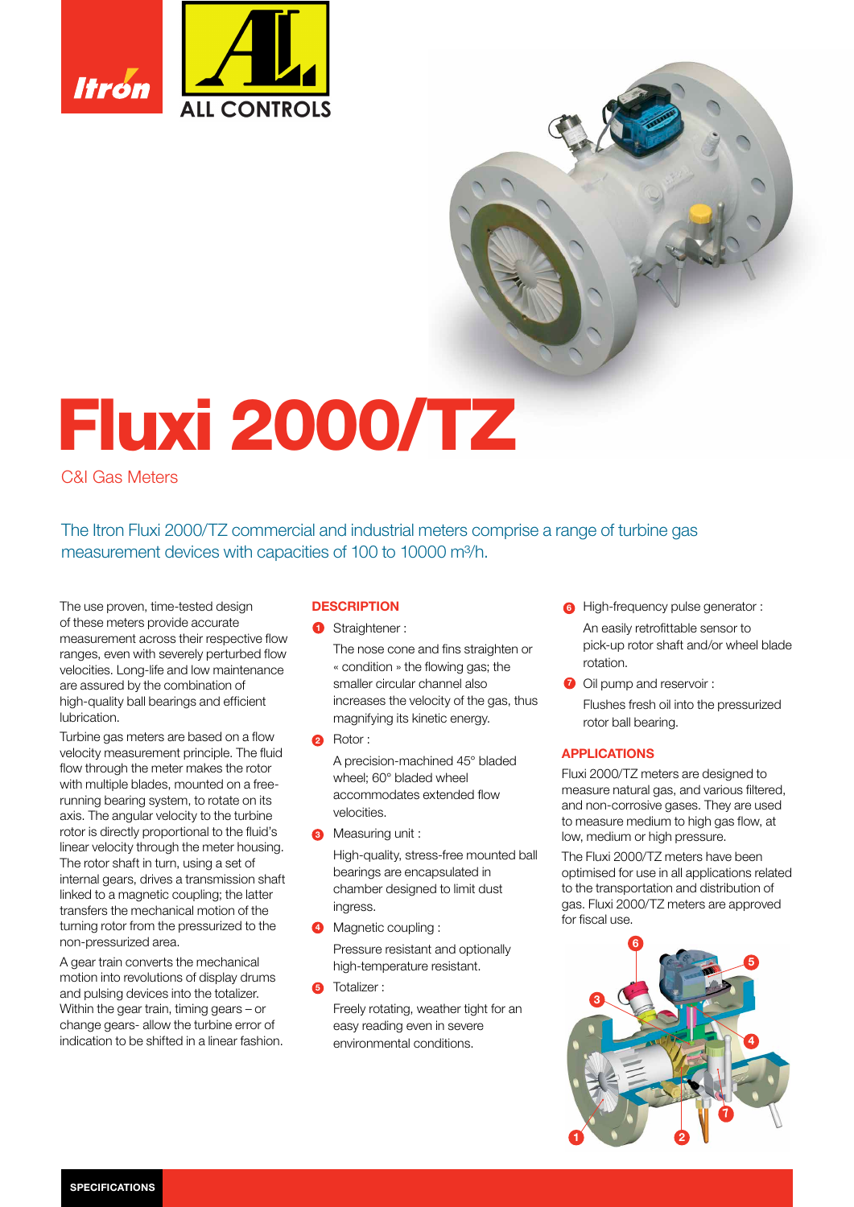Itron

ALL CONTROLS

# Fluxi 2000/TZ

C&I Gas Meters

The Itron Fluxi 2000/TZ commercial and industrial meters comprise a range of turbine gas measurement devices with capacities of 100 to 10000 m³/h.

The use proven, time-tested design of these meters provide accurate measurement across their respective flow ranges, even with severely perturbed flow velocities. Long-life and low maintenance are assured by the combination of high-quality ball bearings and efficient lubrication.

Turbine gas meters are based on a flow velocity measurement principle. The fluid flow through the meter makes the rotor with multiple blades, mounted on a free-running bearing system, to rotate on its axis. The angular velocity to the turbine rotor is directly proportional to the fluid's linear velocity through the meter housing. The rotor shaft in turn, using a set of internal gears, drives a transmission shaft linked to a magnetic coupling; the latter transfers the mechanical motion of the turning rotor from the pressurized to the non-pressurized area.

A gear train converts the mechanical motion into revolutions of display drums and pulsing devices into the totalizer. Within the gear train, timing gears – or change gears- allow the turbine error of indication to be shifted in a linear fashion.

## DESCRIPTION

1. Straightener :

   The nose cone and fins straighten or « condition » the flowing gas; the smaller circular channel also increases the velocity of the gas, thus magnifying its kinetic energy.

2. Rotor :

   A precision-machined 45° bladed wheel; 60° bladed wheel accommodates extended flow velocities.

3. Measuring unit :

   High-quality, stress-free mounted ball bearings are encapsulated in chamber designed to limit dust ingress.

4. Magnetic coupling :

   Pressure resistant and optionally high-temperature resistant.

5. Totalizer :

   Freely rotating, weather tight for an easy reading even in severe environmental conditions.

6. High-frequency pulse generator :

   An easily retrofittable sensor to pick-up rotor shaft and/or wheel blade rotation.

7. Oil pump and reservoir :

   Flushes fresh oil into the pressurized rotor ball bearing.

## APPLICATIONS

Fluxi 2000/TZ meters are designed to measure natural gas, and various filtered, and non-corrosive gases. They are used to measure medium to high gas flow, at low, medium or high pressure.

The Fluxi 2000/TZ meters have been optimised for use in all applications related to the transportation and distribution of gas. Fluxi 2000/TZ meters are approved for fiscal use.

**SPECIFICATIONS**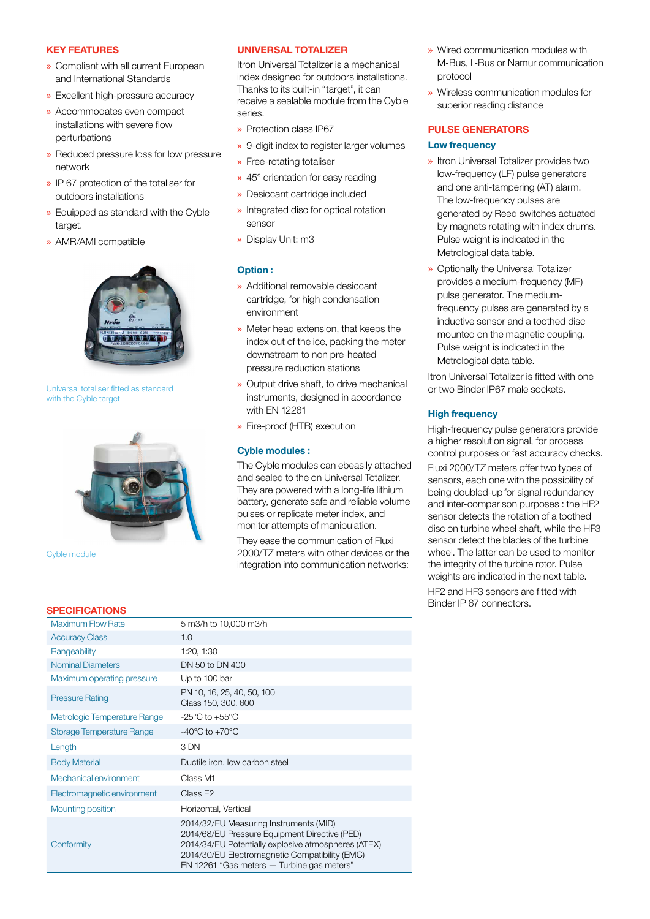## KEY FEATURES

- Compliant with all current European and International Standards
- Excellent high-pressure accuracy
- Accommodates even compact installations with severe flow perturbations
- Reduced pressure loss for low pressure network
- IP 67 protection of the totaliser for outdoors installations
- Equipped as standard with the Cyble target.
- AMR/AMI compatible

Universal totaliser fitted as standard with the Cyble target

Cyble module

## UNIVERSAL TOTALIZER

Itron Universal Totalizer is a mechanical index designed for outdoors installations. Thanks to its built-in "target", it can receive a sealable module from the Cyble series.

- Protection class IP67
- 9-digit index to register larger volumes
- Free-rotating totaliser
- 45° orientation for easy reading
- Desiccant cartridge included
- Integrated disc for optical rotation sensor
- Display Unit: m3

### Option :

- Additional removable desiccant cartridge, for high condensation environment
- Meter head extension, that keeps the index out of the ice, packing the meter downstream to non pre-heated pressure reduction stations
- Output drive shaft, to drive mechanical instruments, designed in accordance with EN 12261
- Fire-proof (HTB) execution

### Cyble modules :

The Cyble modules can ebeasily attached and sealed to the on Universal Totalizer. They are powered with a long-life lithium battery, generate safe and reliable volume pulses or replicate meter index, and monitor attempts of manipulation.

They ease the communication of Fluxi 2000/TZ meters with other devices or the integration into communication networks:

- Wired communication modules with M-Bus, L-Bus or Namur communication protocol
- Wireless communication modules for superior reading distance

## PULSE GENERATORS

### Low frequency

- Itron Universal Totalizer provides two low-frequency (LF) pulse generators and one anti-tampering (AT) alarm. The low-frequency pulses are generated by Reed switches actuated by magnets rotating with index drums. Pulse weight is indicated in the Metrological data table.
- Optionally the Universal Totalizer provides a medium-frequency (MF) pulse generator. The medium-frequency pulses are generated by a inductive sensor and a toothed disc mounted on the magnetic coupling. Pulse weight is indicated in the Metrological data table.

Itron Universal Totalizer is fitted with one or two Binder IP67 male sockets.

### High frequency

High-frequency pulse generators provide a higher resolution signal, for process control purposes or fast accuracy checks.

Fluxi 2000/TZ meters offer two types of sensors, each one with the possibility of being doubled-up for signal redundancy and inter-comparison purposes : the HF2 sensor detects the rotation of a toothed disc on turbine wheel shaft, while the HF3 sensor detect the blades of the turbine wheel. The latter can be used to monitor the integrity of the turbine rotor. Pulse weights are indicated in the next table.

HF2 and HF3 sensors are fitted with Binder IP 67 connectors.

## SPECIFICATIONS

| | |
|---|---|
| Maximum Flow Rate | 5 m3/h to 10,000 m3/h |
| Accuracy Class | 1.0 |
| Rangeability | 1:20, 1:30 |
| Nominal Diameters | DN 50 to DN 400 |
| Maximum operating pressure | Up to 100 bar |
| Pressure Rating | PN 10, 16, 25, 40, 50, 100<br>Class 150, 300, 600 |
| Metrologic Temperature Range | -25°C to +55°C |
| Storage Temperature Range | -40°C to +70°C |
| Length | 3 DN |
| Body Material | Ductile iron, low carbon steel |
| Mechanical environment | Class M1 |
| Electromagnetic environment | Class E2 |
| Mounting position | Horizontal, Vertical |
| Conformity | 2014/32/EU Measuring Instruments (MID)<br>2014/68/EU Pressure Equipment Directive (PED)<br>2014/34/EU Potentially explosive atmospheres (ATEX)<br>2014/30/EU Electromagnetic Compatibility (EMC)<br>EN 12261 "Gas meters — Turbine gas meters" |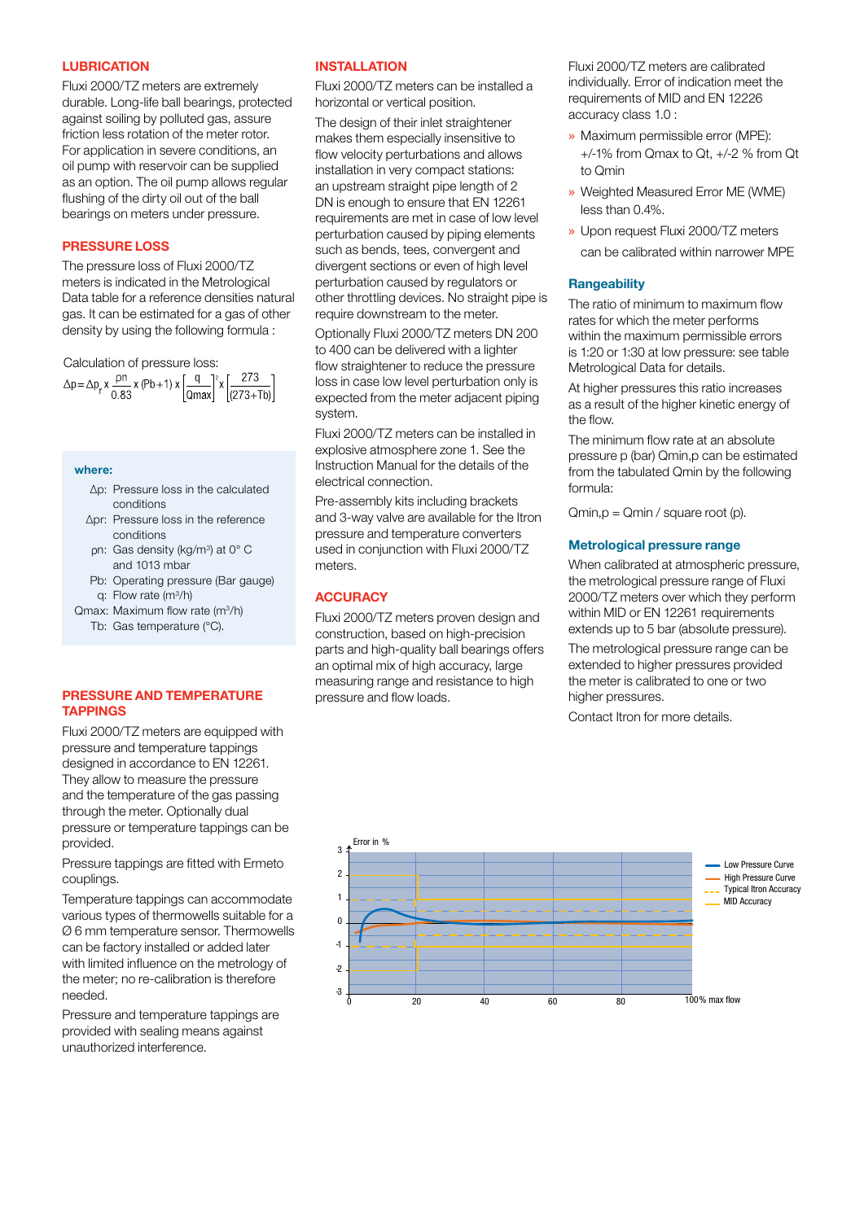## LUBRICATION

Fluxi 2000/TZ meters are extremely durable. Long-life ball bearings, protected against soiling by polluted gas, assure friction less rotation of the meter rotor. For application in severe conditions, an oil pump with reservoir can be supplied as an option. The oil pump allows regular flushing of the dirty oil out of the ball bearings on meters under pressure.

## PRESSURE LOSS

The pressure loss of Fluxi 2000/TZ meters is indicated in the Metrological Data table for a reference densities natural gas. It can be estimated for a gas of other density by using the following formula :

Calculation of pressure loss:

$$\Delta p = \Delta p_r \times \frac{\rho n}{0.83} \times (Pb+1) \times \left[\frac{q}{Qmax}\right]^2 \times \left[\frac{273}{(273+Tb)}\right]$$

**where:**

- $\Delta p$: Pressure loss in the calculated conditions
- $\Delta pr$: Pressure loss in the reference conditions
- $\rho n$: Gas density (kg/m³) at 0° C and 1013 mbar
- Pb: Operating pressure (Bar gauge)
- q: Flow rate (m³/h)
- Qmax: Maximum flow rate (m³/h)
- Tb: Gas temperature (°C).

## PRESSURE AND TEMPERATURE TAPPINGS

Fluxi 2000/TZ meters are equipped with pressure and temperature tappings designed in accordance to EN 12261. They allow to measure the pressure and the temperature of the gas passing through the meter. Optionally dual pressure or temperature tappings can be provided.

Pressure tappings are fitted with Ermeto couplings.

Temperature tappings can accommodate various types of thermowells suitable for a Ø 6 mm temperature sensor. Thermowells can be factory installed or added later with limited influence on the metrology of the meter; no re-calibration is therefore needed.

Pressure and temperature tappings are provided with sealing means against unauthorized interference.

## INSTALLATION

Fluxi 2000/TZ meters can be installed a horizontal or vertical position.

The design of their inlet straightener makes them especially insensitive to flow velocity perturbations and allows installation in very compact stations: an upstream straight pipe length of 2 DN is enough to ensure that EN 12261 requirements are met in case of low level perturbation caused by piping elements such as bends, tees, convergent and divergent sections or even of high level perturbation caused by regulators or other throttling devices. No straight pipe is require downstream to the meter.

Optionally Fluxi 2000/TZ meters DN 200 to 400 can be delivered with a lighter flow straightener to reduce the pressure loss in case low level perturbation only is expected from the meter adjacent piping system.

Fluxi 2000/TZ meters can be installed in explosive atmosphere zone 1. See the Instruction Manual for the details of the electrical connection.

Pre-assembly kits including brackets and 3-way valve are available for the Itron pressure and temperature converters used in conjunction with Fluxi 2000/TZ meters.

## ACCURACY

Fluxi 2000/TZ meters proven design and construction, based on high-precision parts and high-quality ball bearings offers an optimal mix of high accuracy, large measuring range and resistance to high pressure and flow loads.

Fluxi 2000/TZ meters are calibrated individually. Error of indication meet the requirements of MID and EN 12226 accuracy class 1.0 :

- Maximum permissible error (MPE): +/-1% from Qmax to Qt, +/-2 % from Qt to Qmin
- Weighted Measured Error ME (WME) less than 0.4%.
- Upon request Fluxi 2000/TZ meters can be calibrated within narrower MPE

### Rangeability

The ratio of minimum to maximum flow rates for which the meter performs within the maximum permissible errors is 1:20 or 1:30 at low pressure: see table Metrological Data for details.

At higher pressures this ratio increases as a result of the higher kinetic energy of the flow.

The minimum flow rate at an absolute pressure p (bar) Qmin,p can be estimated from the tabulated Qmin by the following formula:

Qmin,p = Qmin / square root (p).

### Metrological pressure range

When calibrated at atmospheric pressure, the metrological pressure range of Fluxi 2000/TZ meters over which they perform within MID or EN 12261 requirements extends up to 5 bar (absolute pressure).

The metrological pressure range can be extended to higher pressures provided the meter is calibrated to one or two higher pressures.

Contact Itron for more details.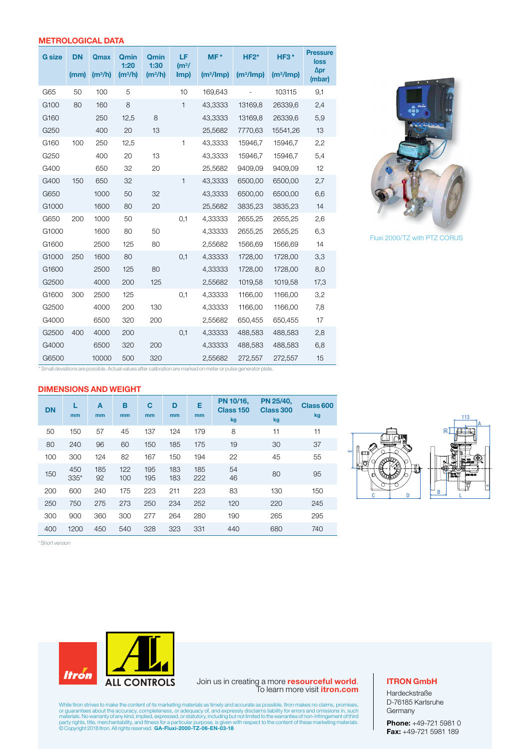## METROLOGICAL DATA

| G size | DN (mm) | Qmax ($m^3$/h) | Qmin 1:20 ($m^3$/h) | Qmin 1:30 ($m^3$/h) | LF ($m^3$/ Imp) | MF * ($m^3$/Imp) | HF2* ($m^3$/Imp) | HF3 * ($m^3$/Imp) | Pressure loss Δpr (mbar) |
|---|---|---|---|---|---|---|---|---|---|
| G65 | 50 | 100 | 5 | | 10 | 169,643 | - | 103115 | 9,1 |
| G100 | 80 | 160 | 8 | | 1 | 43,3333 | 13169,8 | 26339,6 | 2,4 |
| G160 | | 250 | 12,5 | 8 | | 43,3333 | 13169,8 | 26339,6 | 5,9 |
| G250 | | 400 | 20 | 13 | | 25,5682 | 7770,63 | 15541,26 | 13 |
| G160 | 100 | 250 | 12,5 | | 1 | 43,3333 | 15946,7 | 15946,7 | 2,2 |
| G250 | | 400 | 20 | 13 | | 43,3333 | 15946,7 | 15946,7 | 5,4 |
| G400 | | 650 | 32 | 20 | | 25,5682 | 9409,09 | 9409,09 | 12 |
| G400 | 150 | 650 | 32 | | 1 | 43,3333 | 6500,00 | 6500,00 | 2,7 |
| G650 | | 1000 | 50 | 32 | | 43,3333 | 6500,00 | 6500,00 | 6,6 |
| G1000 | | 1600 | 80 | 20 | | 25,5682 | 3835,23 | 3835,23 | 14 |
| G650 | 200 | 1000 | 50 | | 0,1 | 4,33333 | 2655,25 | 2655,25 | 2,6 |
| G1000 | | 1600 | 80 | 50 | | 4,33333 | 2655,25 | 2655,25 | 6,3 |
| G1600 | | 2500 | 125 | 80 | | 2,55682 | 1566,69 | 1566,69 | 14 |
| G1000 | 250 | 1600 | 80 | | 0,1 | 4,33333 | 1728,00 | 1728,00 | 3,3 |
| G1600 | | 2500 | 125 | 80 | | 4,33333 | 1728,00 | 1728,00 | 8,0 |
| G2500 | | 4000 | 200 | 125 | | 2,55682 | 1019,58 | 1019,58 | 17,3 |
| G1600 | 300 | 2500 | 125 | | 0,1 | 4,33333 | 1166,00 | 1166,00 | 3,2 |
| G2500 | | 4000 | 200 | 130 | | 4,33333 | 1166,00 | 1166,00 | 7,8 |
| G4000 | | 6500 | 320 | 200 | | 2,55682 | 650,455 | 650,455 | 17 |
| G2500 | 400 | 4000 | 200 | | 0,1 | 4,33333 | 488,583 | 488,583 | 2,8 |
| G4000 | | 6500 | 320 | 200 | | 4,33333 | 488,583 | 488,583 | 6,8 |
| G6500 | | 10000 | 500 | 320 | | 2,55682 | 272,557 | 272,557 | 15 |

* Small deviations are possible. Actual values after calibration are marked on meter or pulse generator plate.

Fluxi 2000/TZ with PTZ CORUS

## DIMENSIONS AND WEIGHT

| DN | L mm | A mm | B mm | C mm | D mm | E mm | PN 10/16, Class 150 kg | PN 25/40, Class 300 kg | Class 600 kg |
|---|---|---|---|---|---|---|---|---|---|
| 50 | 150 | 57 | 45 | 137 | 124 | 179 | 8 | 11 | 11 |
| 80 | 240 | 96 | 60 | 150 | 185 | 175 | 19 | 30 | 37 |
| 100 | 300 | 124 | 82 | 167 | 150 | 194 | 22 | 45 | 55 |
| 150 | 450<br>335* | 185<br>92 | 122<br>100 | 195<br>195 | 183<br>183 | 185<br>222 | 54<br>46 | 80 | 95 |
| 200 | 600 | 240 | 175 | 223 | 211 | 223 | 83 | 130 | 150 |
| 250 | 750 | 275 | 273 | 250 | 234 | 252 | 120 | 220 | 245 |
| 300 | 900 | 360 | 300 | 277 | 264 | 280 | 190 | 265 | 295 |
| 400 | 1200 | 450 | 540 | 328 | 323 | 331 | 440 | 680 | 740 |

* Short version

113
A
30
E
C
D
B
L

Itron

ALL CONTROLS

Join us in creating a more **resourceful world**.
To learn more visit **itron.com**

While Itron strives to make the content of its marketing materials as timely and accurate as possible, Itron makes no claims, promises, or guarantees about the accuracy, completeness, or adequacy of, and expressly disclaims liability for errors and omissions in, such materials. No warranty of any kind, implied, expressed, or statutory, including but not limited to the warranties of non-infringement of third party rights, title, merchantability, and fitness for a particular purpose, is given with respect to the content of these marketing materials. © Copyright 2018 Itron. All rights reserved. **GA-Fluxi-2000-TZ-06-EN-03-18**

**ITRON GmbH**

Hardeckstraße
D-76185 Karlsruhe
Germany

**Phone:** +49-721 5981 0
**Fax:** +49-721 5981 189